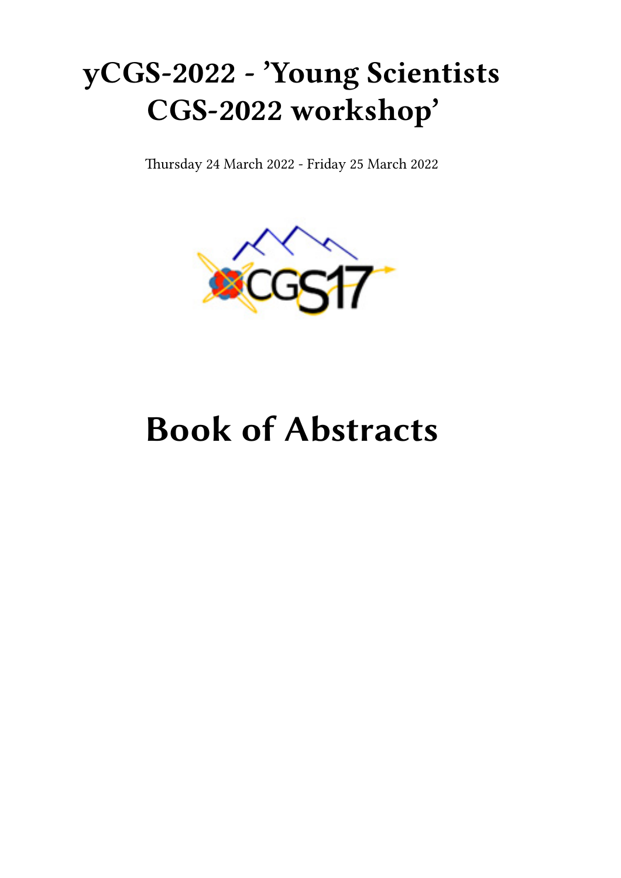# yCGS-2022 - 'Young Scientists CGS-2022 workshop'

Thursday 24 March 2022 - Friday 25 March 2022

# Book of Abstracts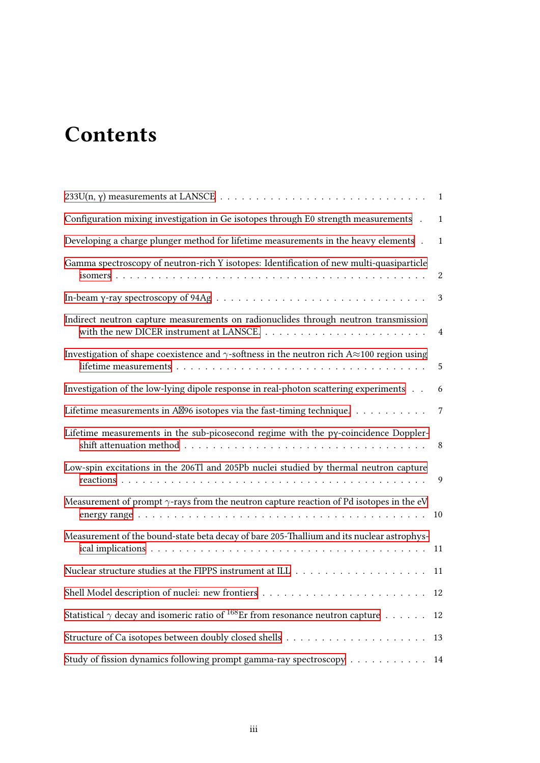# Contents

233U(n, γ) measurements at LANSCE . . . . . . . . . . 1

Configuration mixing investigation in Ge isotopes through E0 strength measurements . . . 1

Developing a charge plunger method for lifetime measurements in the heavy elements . . . 1

Gamma spectroscopy of neutron-rich Y isotopes: Identification of new multi-quasiparticle isomers . . . . . . . . . . 2

In-beam γ-ray spectroscopy of 94Ag . . . . . . . . . . 3

Indirect neutron capture measurements on radionuclides through neutron transmission with the new DICER instrument at LANSCE. . . . . . . . . . 4

Investigation of shape coexistence and $\gamma$-softness in the neutron rich A≈100 region using lifetime measurements . . . . . . . . . . 5

Investigation of the low-lying dipole response in real-photon scattering experiments . . . 6

Lifetime measurements in A96 isotopes via the fast-timing technique. . . . . . . . . . 7

Lifetime measurements in the sub-picosecond regime with the pγ-coincidence Doppler-shift attenuation method . . . . . . . . . . 8

Low-spin excitations in the 206Tl and 205Pb nuclei studied by thermal neutron capture reactions . . . . . . . . . . 9

Measurement of prompt $\gamma$-rays from the neutron capture reaction of Pd isotopes in the eV energy range . . . . . . . . . . 10

Measurement of the bound-state beta decay of bare 205-Thallium and its nuclear astrophysical implications . . . . . . . . . . 11

Nuclear structure studies at the FIPPS instrument at ILL . . . . . . . . . . 11

Shell Model description of nuclei: new frontiers . . . . . . . . . . 12

Statistical $\gamma$ decay and isomeric ratio of $^{168}$Er from resonance neutron capture . . . . . . 12

Structure of Ca isotopes between doubly closed shells . . . . . . . . . . 13

Study of fission dynamics following prompt gamma-ray spectroscopy . . . . . . . . . . 14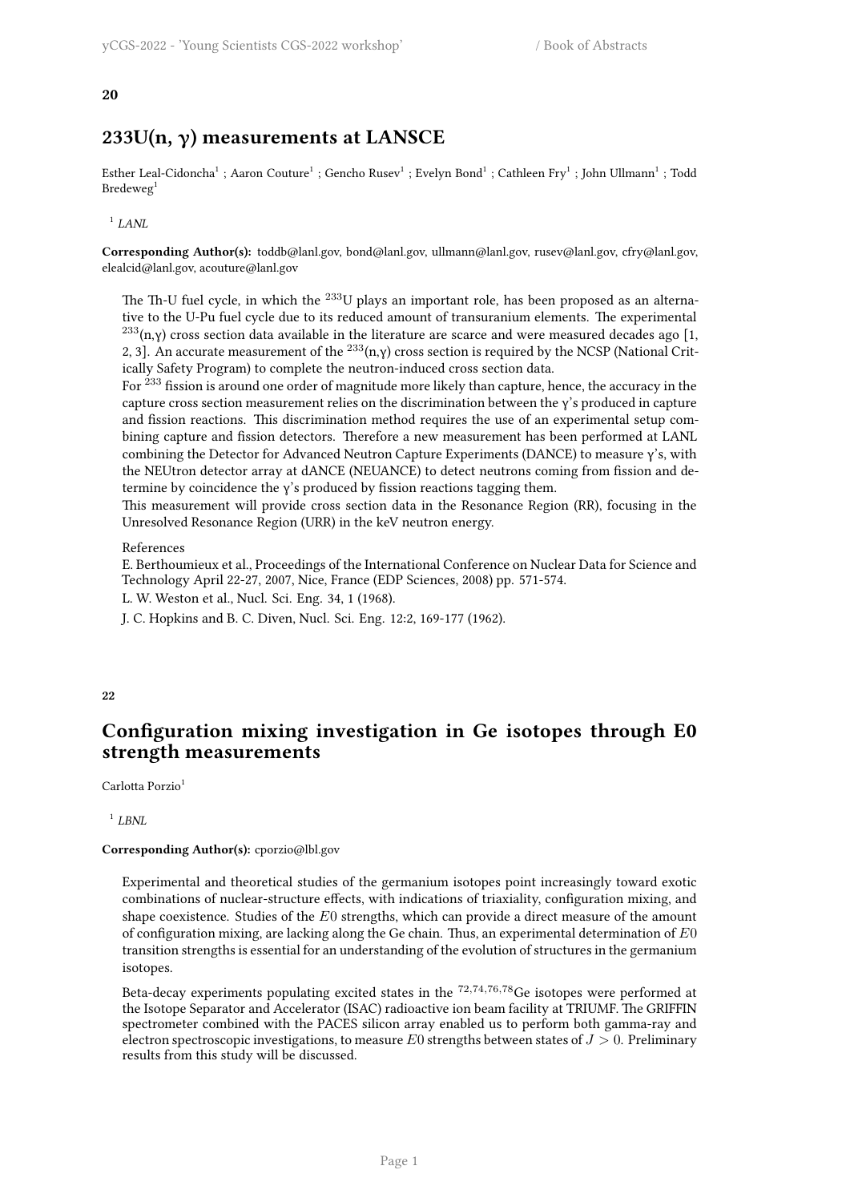**20**

## 233U(n, γ) measurements at LANSCE

Esther Leal-Cidoncha[1] ; Aaron Couture[1] ; Gencho Rusev[1] ; Evelyn Bond[1] ; Cathleen Fry[1] ; John Ullmann[1] ; Todd Bredeweg[1]

[1] *LANL*

**Corresponding Author(s):** toddb@lanl.gov, bond@lanl.gov, ullmann@lanl.gov, rusev@lanl.gov, cfry@lanl.gov, elealcid@lanl.gov, acouture@lanl.gov

The Th-U fuel cycle, in which the $^{233}$U plays an important role, has been proposed as an alternative to the U-Pu fuel cycle due to its reduced amount of transuranium elements. The experimental $^{233}$(n,γ) cross section data available in the literature are scarce and were measured decades ago [1, 2, 3]. An accurate measurement of the $^{233}$(n,γ) cross section is required by the NCSP (National Critically Safety Program) to complete the neutron-induced cross section data.

For $^{233}$ fission is around one order of magnitude more likely than capture, hence, the accuracy in the capture cross section measurement relies on the discrimination between the γ's produced in capture and fission reactions. This discrimination method requires the use of an experimental setup combining capture and fission detectors. Therefore a new measurement has been performed at LANL combining the Detector for Advanced Neutron Capture Experiments (DANCE) to measure γ's, with the NEUtron detector array at dANCE (NEUANCE) to detect neutrons coming from fission and determine by coincidence the γ's produced by fission reactions tagging them.

This measurement will provide cross section data in the Resonance Region (RR), focusing in the Unresolved Resonance Region (URR) in the keV neutron energy.

References

E. Berthoumieux et al., Proceedings of the International Conference on Nuclear Data for Science and Technology April 22-27, 2007, Nice, France (EDP Sciences, 2008) pp. 571-574.

L. W. Weston et al., Nucl. Sci. Eng. 34, 1 (1968).

J. C. Hopkins and B. C. Diven, Nucl. Sci. Eng. 12:2, 169-177 (1962).

**22**

## Configuration mixing investigation in Ge isotopes through E0 strength measurements

Carlotta Porzio[1]

[1] *LBNL*

**Corresponding Author(s):** cporzio@lbl.gov

Experimental and theoretical studies of the germanium isotopes point increasingly toward exotic combinations of nuclear-structure effects, with indications of triaxiality, configuration mixing, and shape coexistence. Studies of the $E0$ strengths, which can provide a direct measure of the amount of configuration mixing, are lacking along the Ge chain. Thus, an experimental determination of $E0$ transition strengths is essential for an understanding of the evolution of structures in the germanium isotopes.

Beta-decay experiments populating excited states in the $^{72,74,76,78}$Ge isotopes were performed at the Isotope Separator and Accelerator (ISAC) radioactive ion beam facility at TRIUMF. The GRIFFIN spectrometer combined with the PACES silicon array enabled us to perform both gamma-ray and electron spectroscopic investigations, to measure $E0$ strengths between states of $J > 0$. Preliminary results from this study will be discussed.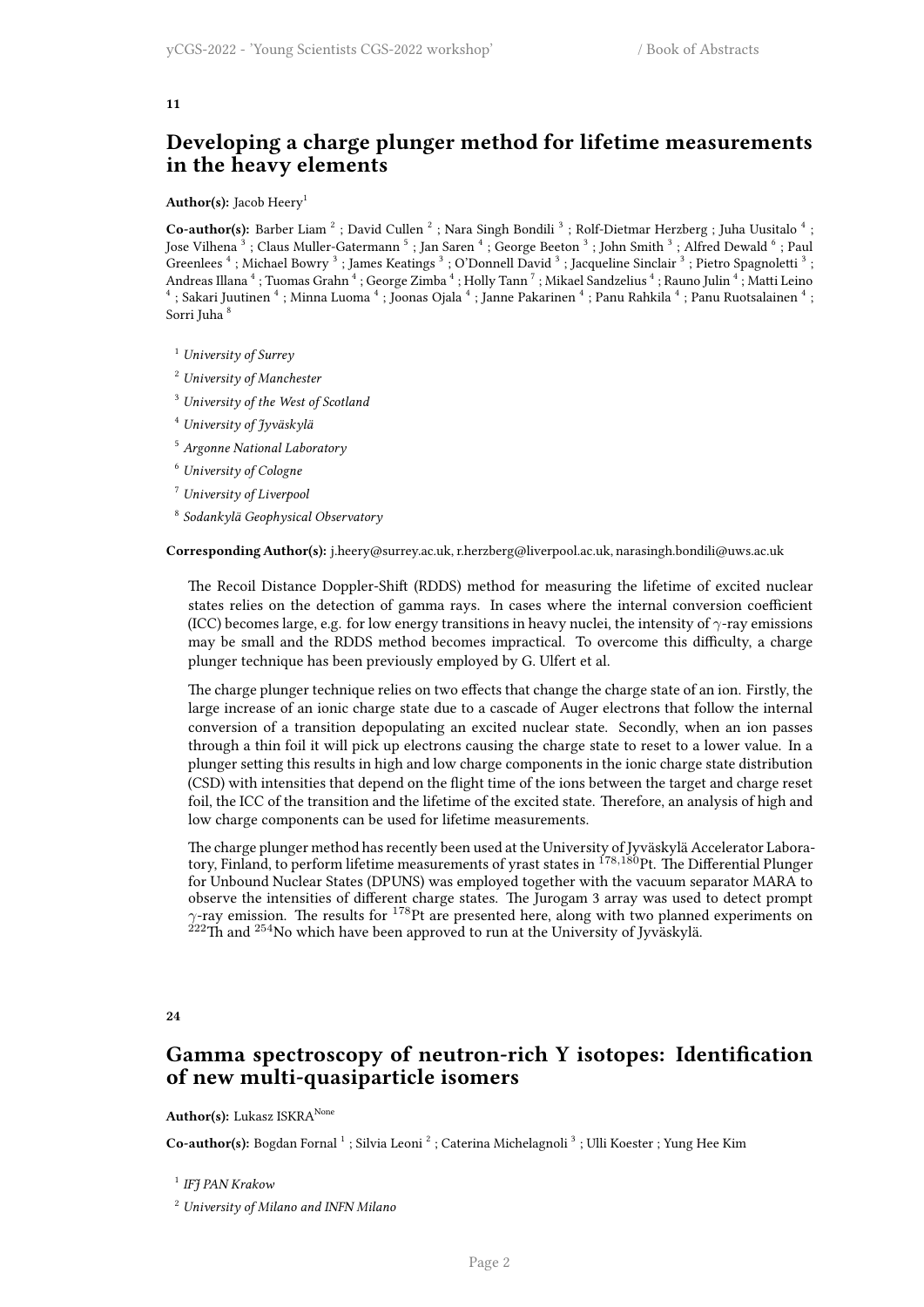**11**

## Developing a charge plunger method for lifetime measurements in the heavy elements

**Author(s):** Jacob Heery[1]

**Co-author(s):** Barber Liam [2] ; David Cullen [2] ; Nara Singh Bondili [3] ; Rolf-Dietmar Herzberg ; Juha Uusitalo [4] ; Jose Vilhena [3] ; Claus Muller-Gatermann [5] ; Jan Saren [4] ; George Beeton [3] ; John Smith [3] ; Alfred Dewald [6] ; Paul Greenlees [4] ; Michael Bowry [3] ; James Keatings [3] ; O'Donnell David [3] ; Jacqueline Sinclair [3] ; Pietro Spagnoletti [3] ; Andreas Illana [4] ; Tuomas Grahn [4] ; George Zimba [4] ; Holly Tann [7] ; Mikael Sandzelius [4] ; Rauno Julin [4] ; Matti Leino [4] ; Sakari Juutinen [4] ; Minna Luoma [4] ; Joonas Ojala [4] ; Janne Pakarinen [4] ; Panu Rahkila [4] ; Panu Ruotsalainen [4] ; Sorri Juha [8]

[1] *University of Surrey*

[2] *University of Manchester*

[3] *University of the West of Scotland*

[4] *University of Jyväskylä*

[5] *Argonne National Laboratory*

[6] *University of Cologne*

[7] *University of Liverpool*

[8] *Sodankylä Geophysical Observatory*

**Corresponding Author(s):** j.heery@surrey.ac.uk, r.herzberg@liverpool.ac.uk, narasingh.bondili@uws.ac.uk

The Recoil Distance Doppler-Shift (RDDS) method for measuring the lifetime of excited nuclear states relies on the detection of gamma rays. In cases where the internal conversion coefficient (ICC) becomes large, e.g. for low energy transitions in heavy nuclei, the intensity of $\gamma$-ray emissions may be small and the RDDS method becomes impractical. To overcome this difficulty, a charge plunger technique has been previously employed by G. Ulfert et al.

The charge plunger technique relies on two effects that change the charge state of an ion. Firstly, the large increase of an ionic charge state due to a cascade of Auger electrons that follow the internal conversion of a transition depopulating an excited nuclear state. Secondly, when an ion passes through a thin foil it will pick up electrons causing the charge state to reset to a lower value. In a plunger setting this results in high and low charge components in the ionic charge state distribution (CSD) with intensities that depend on the flight time of the ions between the target and charge reset foil, the ICC of the transition and the lifetime of the excited state. Therefore, an analysis of high and low charge components can be used for lifetime measurements.

The charge plunger method has recently been used at the University of Jyväskylä Accelerator Laboratory, Finland, to perform lifetime measurements of yrast states in $^{178,180}$Pt. The Differential Plunger for Unbound Nuclear States (DPUNS) was employed together with the vacuum separator MARA to observe the intensities of different charge states. The Jurogam 3 array was used to detect prompt $\gamma$-ray emission. The results for $^{178}$Pt are presented here, along with two planned experiments on $^{222}$Th and $^{254}$No which have been approved to run at the University of Jyväskylä.

**24**

## Gamma spectroscopy of neutron-rich Y isotopes: Identification of new multi-quasiparticle isomers

**Author(s):** Lukasz ISKRA[None]

**Co-author(s):** Bogdan Fornal [1] ; Silvia Leoni [2] ; Caterina Michelagnoli [3] ; Ulli Koester ; Yung Hee Kim

[1] *IFJ PAN Krakow*

[2] *University of Milano and INFN Milano*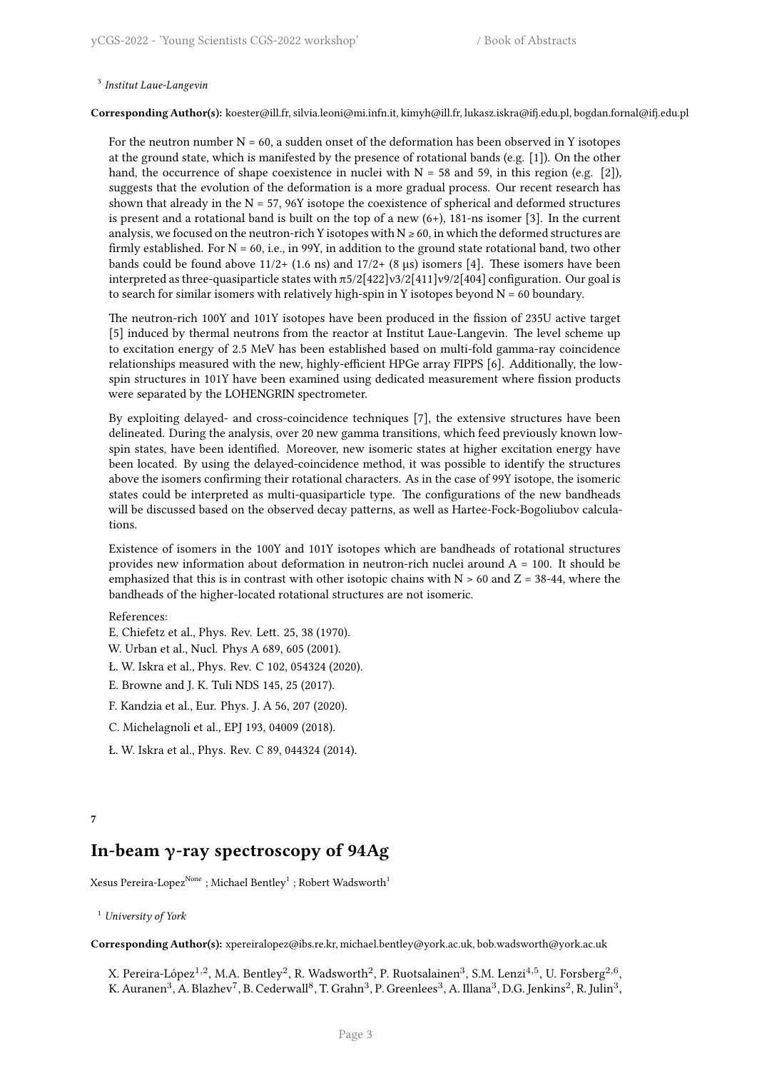[3] *Institut Laue-Langevin*

**Corresponding Author(s):** koester@ill.fr, silvia.leoni@mi.infn.it, kimyh@ill.fr, lukasz.iskra@ifj.edu.pl, bogdan.fornal@ifj.edu.pl

For the neutron number N = 60, a sudden onset of the deformation has been observed in Y isotopes at the ground state, which is manifested by the presence of rotational bands (e.g. [1]). On the other hand, the occurrence of shape coexistence in nuclei with N = 58 and 59, in this region (e.g. [2]), suggests that the evolution of the deformation is a more gradual process. Our recent research has shown that already in the N = 57, 96Y isotope the coexistence of spherical and deformed structures is present and a rotational band is built on the top of a new (6+), 181-ns isomer [3]. In the current analysis, we focused on the neutron-rich Y isotopes with N ≥ 60, in which the deformed structures are firmly established. For N = 60, i.e., in 99Y, in addition to the ground state rotational band, two other bands could be found above 11/2+ (1.6 ns) and 17/2+ (8 μs) isomers [4]. These isomers have been interpreted as three-quasiparticle states with π5/2[422]ν3/2[411]ν9/2[404] configuration. Our goal is to search for similar isomers with relatively high-spin in Y isotopes beyond N = 60 boundary.

The neutron-rich 100Y and 101Y isotopes have been produced in the fission of 235U active target [5] induced by thermal neutrons from the reactor at Institut Laue-Langevin. The level scheme up to excitation energy of 2.5 MeV has been established based on multi-fold gamma-ray coincidence relationships measured with the new, highly-efficient HPGe array FIPPS [6]. Additionally, the low-spin structures in 101Y have been examined using dedicated measurement where fission products were separated by the LOHENGRIN spectrometer.

By exploiting delayed- and cross-coincidence techniques [7], the extensive structures have been delineated. During the analysis, over 20 new gamma transitions, which feed previously known low-spin states, have been identified. Moreover, new isomeric states at higher excitation energy have been located. By using the delayed-coincidence method, it was possible to identify the structures above the isomers confirming their rotational characters. As in the case of 99Y isotope, the isomeric states could be interpreted as multi-quasiparticle type. The configurations of the new bandheads will be discussed based on the observed decay patterns, as well as Hartee-Fock-Bogoliubov calculations.

Existence of isomers in the 100Y and 101Y isotopes which are bandheads of rotational structures provides new information about deformation in neutron-rich nuclei around A = 100. It should be emphasized that this is in contrast with other isotopic chains with N > 60 and Z = 38-44, where the bandheads of the higher-located rotational structures are not isomeric.

References:

E. Chiefetz et al., Phys. Rev. Lett. 25, 38 (1970).

W. Urban et al., Nucl. Phys A 689, 605 (2001).

Ł. W. Iskra et al., Phys. Rev. C 102, 054324 (2020).

E. Browne and J. K. Tuli NDS 145, 25 (2017).

F. Kandzia et al., Eur. Phys. J. A 56, 207 (2020).

C. Michelagnoli et al., EPJ 193, 04009 (2018).

Ł. W. Iskra et al., Phys. Rev. C 89, 044324 (2014).

**7**

## In-beam γ-ray spectroscopy of 94Ag

Xesus Pereira-Lopez[None] ; Michael Bentley[1] ; Robert Wadsworth[1]

[1] *University of York*

**Corresponding Author(s):** xpereiralopez@ibs.re.kr, michael.bentley@york.ac.uk, bob.wadsworth@york.ac.uk

X. Pereira-López[1,2], M.A. Bentley[2], R. Wadsworth[2], P. Ruotsalainen[3], S.M. Lenzi[4,5], U. Forsberg[2,6], K. Auranen[3], A. Blazhev[7], B. Cederwall[8], T. Grahn[3], P. Greenlees[3], A. Illana[3], D.G. Jenkins[2], R. Julin[3],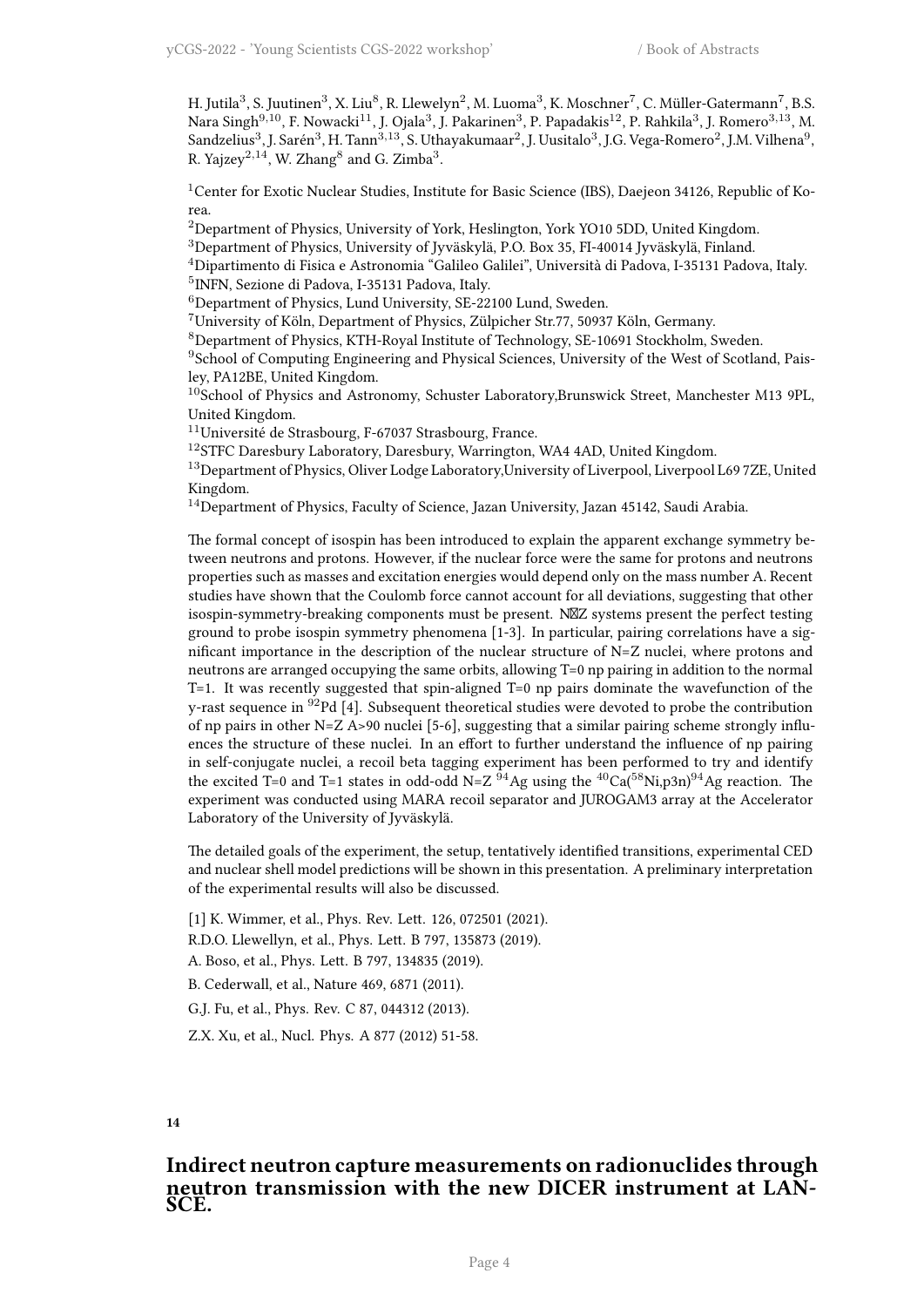H. Jutila[3], S. Juutinen[3], X. Liu[8], R. Llewelyn[2], M. Luoma[3], K. Moschner[7], C. Müller-Gatermann[7], B.S. Nara Singh[9,10], F. Nowacki[11], J. Ojala[3], J. Pakarinen[3], P. Papadakis[12], P. Rahkila[3], J. Romero[3,13], M. Sandzelius[3], J. Sarén[3], H. Tann[3,13], S. Uthayakumaar[2], J. Uusitalo[3], J.G. Vega-Romero[2], J.M. Vilhena[9], R. Yajzey[2,14], W. Zhang[8] and G. Zimba[3].

[1]Center for Exotic Nuclear Studies, Institute for Basic Science (IBS), Daejeon 34126, Republic of Korea.
[2]Department of Physics, University of York, Heslington, York YO10 5DD, United Kingdom.
[3]Department of Physics, University of Jyväskylä, P.O. Box 35, FI-40014 Jyväskylä, Finland.
[4]Dipartimento di Fisica e Astronomia "Galileo Galilei", Università di Padova, I-35131 Padova, Italy.
[5]INFN, Sezione di Padova, I-35131 Padova, Italy.
[6]Department of Physics, Lund University, SE-22100 Lund, Sweden.
[7]University of Köln, Department of Physics, Zülpicher Str.77, 50937 Köln, Germany.
[8]Department of Physics, KTH-Royal Institute of Technology, SE-10691 Stockholm, Sweden.
[9]School of Computing Engineering and Physical Sciences, University of the West of Scotland, Paisley, PA12BE, United Kingdom.
[10]School of Physics and Astronomy, Schuster Laboratory,Brunswick Street, Manchester M13 9PL, United Kingdom.
[11]Université de Strasbourg, F-67037 Strasbourg, France.
[12]STFC Daresbury Laboratory, Daresbury, Warrington, WA4 4AD, United Kingdom.
[13]Department of Physics, Oliver Lodge Laboratory,University of Liverpool, Liverpool L69 7ZE, United Kingdom.
[14]Department of Physics, Faculty of Science, Jazan University, Jazan 45142, Saudi Arabia.

The formal concept of isospin has been introduced to explain the apparent exchange symmetry between neutrons and protons. However, if the nuclear force were the same for protons and neutrons properties such as masses and excitation energies would depend only on the mass number A. Recent studies have shown that the Coulomb force cannot account for all deviations, suggesting that other isospin-symmetry-breaking components must be present. N≈Z systems present the perfect testing ground to probe isospin symmetry phenomena [1-3]. In particular, pairing correlations have a significant importance in the description of the nuclear structure of N=Z nuclei, where protons and neutrons are arranged occupying the same orbits, allowing T=0 np pairing in addition to the normal T=1. It was recently suggested that spin-aligned T=0 np pairs dominate the wavefunction of the y-rast sequence in $^{92}$Pd [4]. Subsequent theoretical studies were devoted to probe the contribution of np pairs in other N=Z A>90 nuclei [5-6], suggesting that a similar pairing scheme strongly influences the structure of these nuclei. In an effort to further understand the influence of np pairing in self-conjugate nuclei, a recoil beta tagging experiment has been performed to try and identify the excited T=0 and T=1 states in odd-odd N=Z $^{94}$Ag using the $^{40}$Ca($^{58}$Ni,p3n)$^{94}$Ag reaction. The experiment was conducted using MARA recoil separator and JUROGAM3 array at the Accelerator Laboratory of the University of Jyväskylä.

The detailed goals of the experiment, the setup, tentatively identified transitions, experimental CED and nuclear shell model predictions will be shown in this presentation. A preliminary interpretation of the experimental results will also be discussed.

[1] K. Wimmer, et al., Phys. Rev. Lett. 126, 072501 (2021).

R.D.O. Llewellyn, et al., Phys. Lett. B 797, 135873 (2019).

A. Boso, et al., Phys. Lett. B 797, 134835 (2019).

B. Cederwall, et al., Nature 469, 6871 (2011).

G.J. Fu, et al., Phys. Rev. C 87, 044312 (2013).

Z.X. Xu, et al., Nucl. Phys. A 877 (2012) 51-58.

**14**

## Indirect neutron capture measurements on radionuclides through neutron transmission with the new DICER instrument at LANSCE.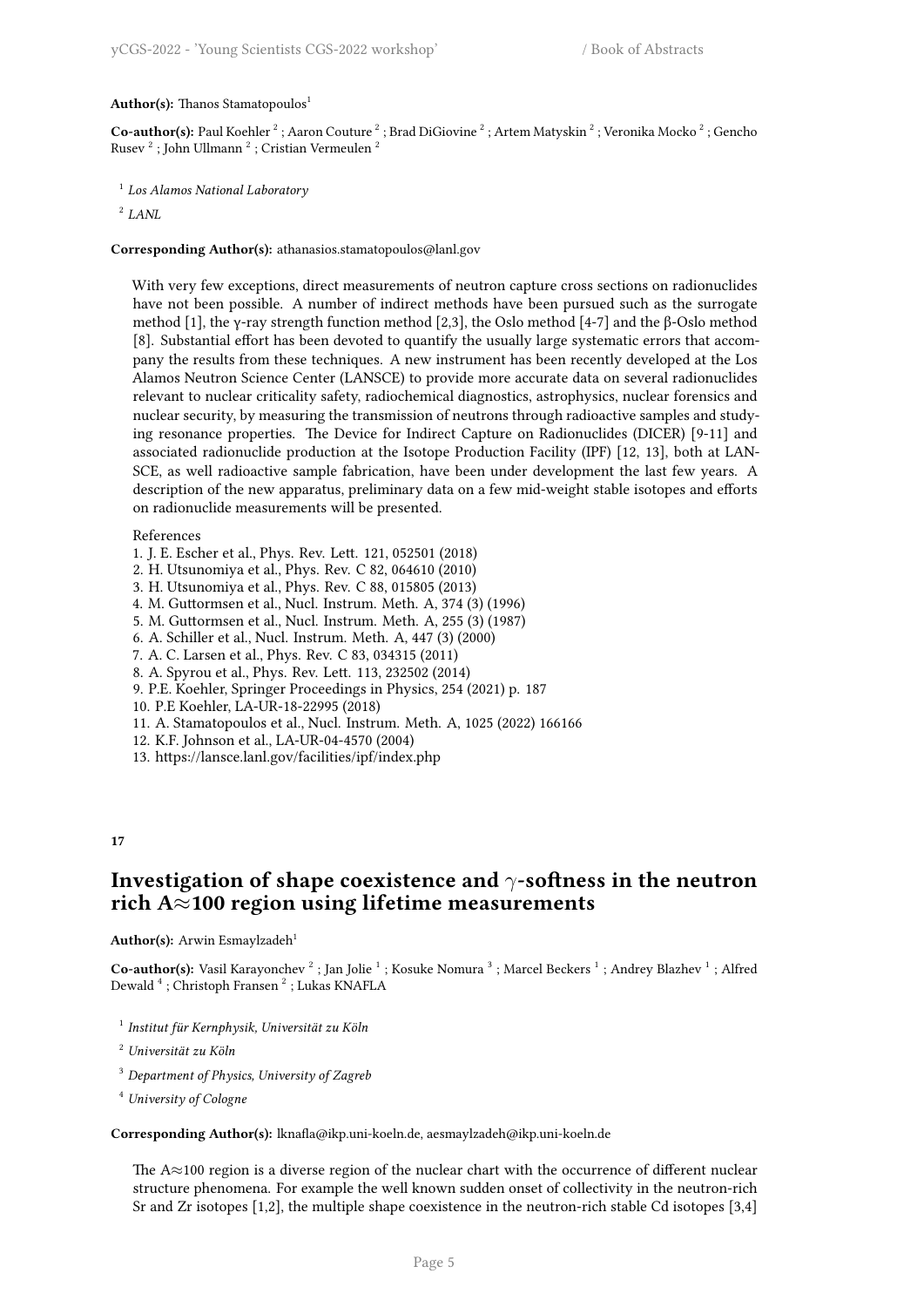**Author(s):** Thanos Stamatopoulos[1]

**Co-author(s):** Paul Koehler [2] ; Aaron Couture [2] ; Brad DiGiovine [2] ; Artem Matyskin [2] ; Veronika Mocko [2] ; Gencho Rusev [2] ; John Ullmann [2] ; Cristian Vermeulen [2]

[1] *Los Alamos National Laboratory*

[2] *LANL*

**Corresponding Author(s):** athanasios.stamatopoulos@lanl.gov

With very few exceptions, direct measurements of neutron capture cross sections on radionuclides have not been possible. A number of indirect methods have been pursued such as the surrogate method [1], the γ-ray strength function method [2,3], the Oslo method [4-7] and the β-Oslo method [8]. Substantial effort has been devoted to quantify the usually large systematic errors that accompany the results from these techniques. A new instrument has been recently developed at the Los Alamos Neutron Science Center (LANSCE) to provide more accurate data on several radionuclides relevant to nuclear criticality safety, radiochemical diagnostics, astrophysics, nuclear forensics and nuclear security, by measuring the transmission of neutrons through radioactive samples and studying resonance properties. The Device for Indirect Capture on Radionuclides (DICER) [9-11] and associated radionuclide production at the Isotope Production Facility (IPF) [12, 13], both at LANSCE, as well radioactive sample fabrication, have been under development the last few years. A description of the new apparatus, preliminary data on a few mid-weight stable isotopes and efforts on radionuclide measurements will be presented.

References
1. J. E. Escher et al., Phys. Rev. Lett. 121, 052501 (2018)
2. H. Utsunomiya et al., Phys. Rev. C 82, 064610 (2010)
3. H. Utsunomiya et al., Phys. Rev. C 88, 015805 (2013)
4. M. Guttormsen et al., Nucl. Instrum. Meth. A, 374 (3) (1996)
5. M. Guttormsen et al., Nucl. Instrum. Meth. A, 255 (3) (1987)
6. A. Schiller et al., Nucl. Instrum. Meth. A, 447 (3) (2000)
7. A. C. Larsen et al., Phys. Rev. C 83, 034315 (2011)
8. A. Spyrou et al., Phys. Rev. Lett. 113, 232502 (2014)
9. P.E. Koehler, Springer Proceedings in Physics, 254 (2021) p. 187
10. P.E Koehler, LA-UR-18-22995 (2018)
11. A. Stamatopoulos et al., Nucl. Instrum. Meth. A, 1025 (2022) 166166
12. K.F. Johnson et al., LA-UR-04-4570 (2004)
13. https://lansce.lanl.gov/facilities/ipf/index.php

**17**

## Investigation of shape coexistence and $\gamma$-softness in the neutron rich A≈100 region using lifetime measurements

**Author(s):** Arwin Esmaylzadeh[1]

**Co-author(s):** Vasil Karayonchev [2] ; Jan Jolie [1] ; Kosuke Nomura [3] ; Marcel Beckers [1] ; Andrey Blazhev [1] ; Alfred Dewald [4] ; Christoph Fransen [2] ; Lukas KNAFLA

[1] *Institut für Kernphysik, Universität zu Köln*

[2] *Universität zu Köln*

[3] *Department of Physics, University of Zagreb*

[4] *University of Cologne*

**Corresponding Author(s):** lknafla@ikp.uni-koeln.de, aesmaylzadeh@ikp.uni-koeln.de

The A≈100 region is a diverse region of the nuclear chart with the occurrence of different nuclear structure phenomena. For example the well known sudden onset of collectivity in the neutron-rich Sr and Zr isotopes [1,2], the multiple shape coexistence in the neutron-rich stable Cd isotopes [3,4]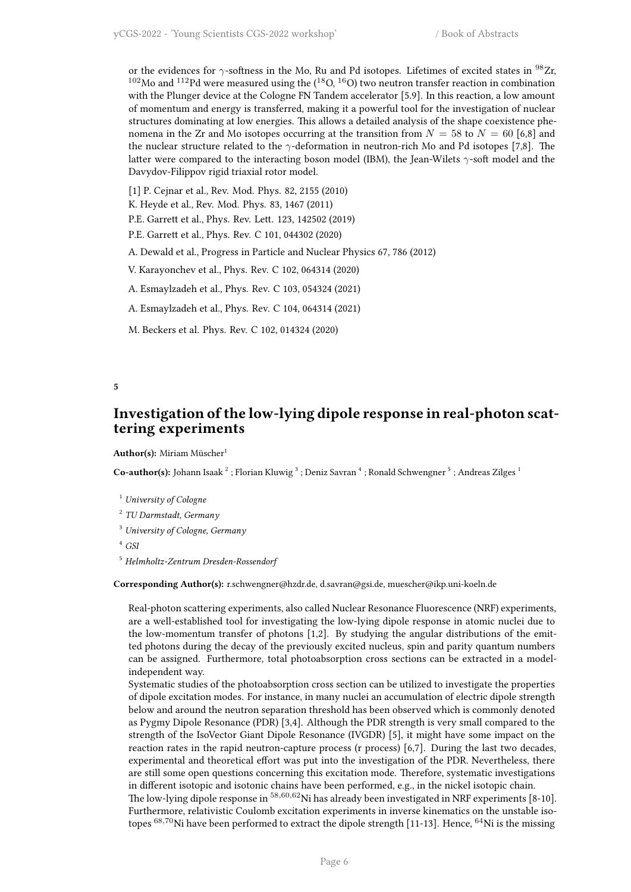or the evidences for $\gamma$-softness in the Mo, Ru and Pd isotopes. Lifetimes of excited states in $^{98}$Zr, $^{102}$Mo and $^{112}$Pd were measured using the ($^{18}$O, $^{16}$O) two neutron transfer reaction in combination with the Plunger device at the Cologne FN Tandem accelerator [5.9]. In this reaction, a low amount of momentum and energy is transferred, making it a powerful tool for the investigation of nuclear structures dominating at low energies. This allows a detailed analysis of the shape coexistence phenomena in the Zr and Mo isotopes occurring at the transition from $N = 58$ to $N = 60$ [6,8] and the nuclear structure related to the $\gamma$-deformation in neutron-rich Mo and Pd isotopes [7,8]. The latter were compared to the interacting boson model (IBM), the Jean-Wilets $\gamma$-soft model and the Davydov-Filippov rigid triaxial rotor model.

[1] P. Cejnar et al., Rev. Mod. Phys. 82, 2155 (2010)

K. Heyde et al., Rev. Mod. Phys. 83, 1467 (2011)

P.E. Garrett et al., Phys. Rev. Lett. 123, 142502 (2019)

P.E. Garrett et al., Phys. Rev. C 101, 044302 (2020)

A. Dewald et al., Progress in Particle and Nuclear Physics 67, 786 (2012)

V. Karayonchev et al., Phys. Rev. C 102, 064314 (2020)

A. Esmaylzadeh et al., Phys. Rev. C 103, 054324 (2021)

A. Esmaylzadeh et al., Phys. Rev. C 104, 064314 (2021)

M. Beckers et al. Phys. Rev. C 102, 014324 (2020)

**5**

## Investigation of the low-lying dipole response in real-photon scattering experiments

**Author(s):** Miriam Müscher[1]

**Co-author(s):** Johann Isaak [2] ; Florian Kluwig [3] ; Deniz Savran [4] ; Ronald Schwengner [5] ; Andreas Zilges [1]

[1] *University of Cologne*

[2] *TU Darmstadt, Germany*

[3] *University of Cologne, Germany*

[4] *GSI*

[5] *Helmholtz-Zentrum Dresden-Rossendorf*

**Corresponding Author(s):** r.schwengner@hzdr.de, d.savran@gsi.de, muescher@ikp.uni-koeln.de

Real-photon scattering experiments, also called Nuclear Resonance Fluorescence (NRF) experiments, are a well-established tool for investigating the low-lying dipole response in atomic nuclei due to the low-momentum transfer of photons [1,2]. By studying the angular distributions of the emitted photons during the decay of the previously excited nucleus, spin and parity quantum numbers can be assigned. Furthermore, total photoabsorption cross sections can be extracted in a model-independent way.

Systematic studies of the photoabsorption cross section can be utilized to investigate the properties of dipole excitation modes. For instance, in many nuclei an accumulation of electric dipole strength below and around the neutron separation threshold has been observed which is commonly denoted as Pygmy Dipole Resonance (PDR) [3,4]. Although the PDR strength is very small compared to the strength of the IsoVector Giant Dipole Resonance (IVGDR) [5], it might have some impact on the reaction rates in the rapid neutron-capture process (r process) [6,7]. During the last two decades, experimental and theoretical effort was put into the investigation of the PDR. Nevertheless, there are still some open questions concerning this excitation mode. Therefore, systematic investigations in different isotopic and isotonic chains have been performed, e.g., in the nickel isotopic chain.

The low-lying dipole response in $^{58,60,62}$Ni has already been investigated in NRF experiments [8-10]. Furthermore, relativistic Coulomb excitation experiments in inverse kinematics on the unstable isotopes $^{68,70}$Ni have been performed to extract the dipole strength [11-13]. Hence, $^{64}$Ni is the missing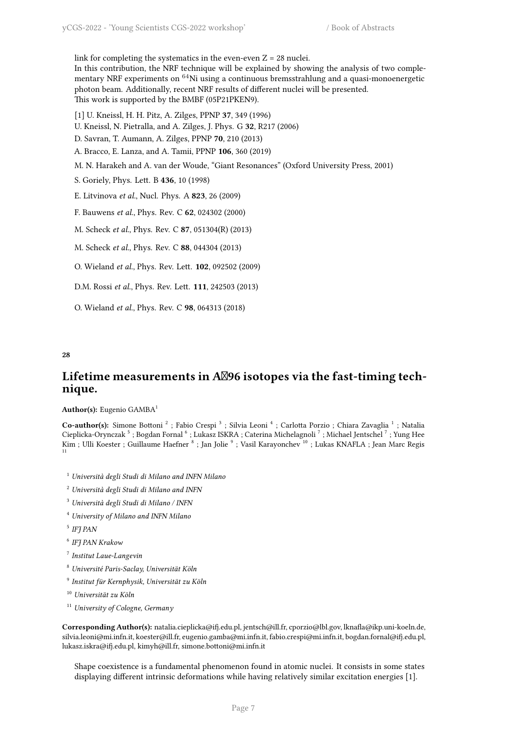link for completing the systematics in the even-even Z = 28 nuclei.
In this contribution, the NRF technique will be explained by showing the analysis of two complementary NRF experiments on $^{64}$Ni using a continuous bremsstrahlung and a quasi-monoenergetic photon beam. Additionally, recent NRF results of different nuclei will be presented.
This work is supported by the BMBF (05P21PKEN9).

[1] U. Kneissl, H. H. Pitz, A. Zilges, PPNP **37**, 349 (1996)

U. Kneissl, N. Pietralla, and A. Zilges, J. Phys. G **32**, R217 (2006)

D. Savran, T. Aumann, A. Zilges, PPNP **70**, 210 (2013)

A. Bracco, E. Lanza, and A. Tamii, PPNP **106**, 360 (2019)

M. N. Harakeh and A. van der Woude, "Giant Resonances" (Oxford University Press, 2001)

S. Goriely, Phys. Lett. B **436**, 10 (1998)

E. Litvinova *et al.*, Nucl. Phys. A **823**, 26 (2009)

F. Bauwens *et al.*, Phys. Rev. C **62**, 024302 (2000)

M. Scheck *et al.*, Phys. Rev. C **87**, 051304(R) (2013)

M. Scheck *et al.*, Phys. Rev. C **88**, 044304 (2013)

O. Wieland *et al.*, Phys. Rev. Lett. **102**, 092502 (2009)

D.M. Rossi *et al.*, Phys. Rev. Lett. **111**, 242503 (2013)

O. Wieland *et al.*, Phys. Rev. C **98**, 064313 (2018)

**28**

## Lifetime measurements in A�96 isotopes via the fast-timing technique.

**Author(s):** Eugenio GAMBA[1]

**Co-author(s):** Simone Bottoni [2] ; Fabio Crespi [3] ; Silvia Leoni [4] ; Carlotta Porzio ; Chiara Zavaglia [1] ; Natalia Cieplicka-Orynczak [5] ; Bogdan Fornal [6] ; Lukasz ISKRA ; Caterina Michelagnoli [7] ; Michael Jentschel [7] ; Yung Hee Kim ; Ulli Koester ; Guillaume Haefner [8] ; Jan Jolie [9] ; Vasil Karayonchev [10] ; Lukas KNAFLA ; Jean Marc Regis [11]

[1] *Università degli Studi di Milano and INFN Milano*

[2] *Università degli Studi di Milano and INFN*

[3] *Università degli Studi di Milano / INFN*

[4] *University of Milano and INFN Milano*

[5] *IFJ PAN*

[6] *IFJ PAN Krakow*

[7] *Institut Laue-Langevin*

[8] *Université Paris-Saclay, Universität Köln*

[9] *Institut für Kernphysik, Universität zu Köln*

[10] *Universität zu Köln*

[11] *University of Cologne, Germany*

**Corresponding Author(s):** natalia.cieplicka@ifj.edu.pl, jentsch@ill.fr, cporzio@lbl.gov, lknafla@ikp.uni-koeln.de, silvia.leoni@mi.infn.it, koester@ill.fr, eugenio.gamba@mi.infn.it, fabio.crespi@mi.infn.it, bogdan.fornal@ifj.edu.pl, lukasz.iskra@ifj.edu.pl, kimyh@ill.fr, simone.bottoni@mi.infn.it

Shape coexistence is a fundamental phenomenon found in atomic nuclei. It consists in some states displaying different intrinsic deformations while having relatively similar excitation energies [1].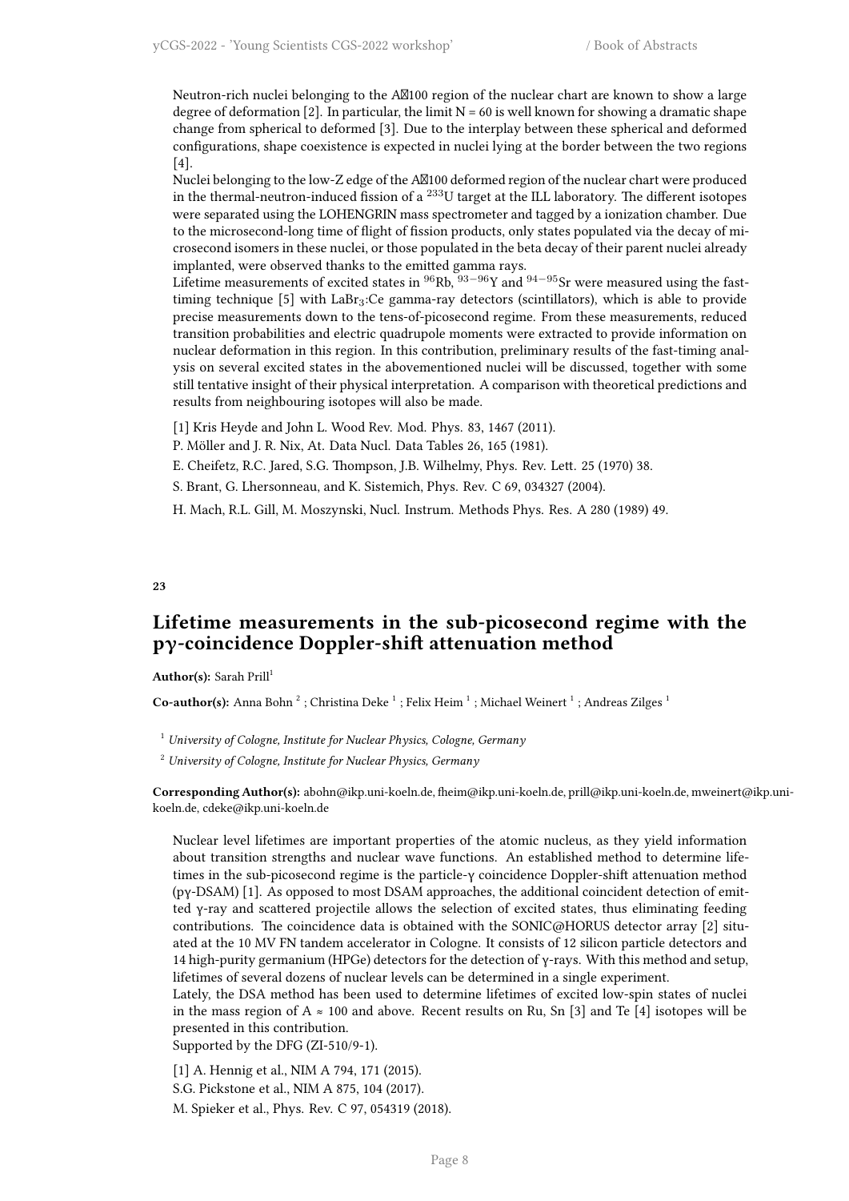Neutron-rich nuclei belonging to the A100 region of the nuclear chart are known to show a large degree of deformation [2]. In particular, the limit N = 60 is well known for showing a dramatic shape change from spherical to deformed [3]. Due to the interplay between these spherical and deformed configurations, shape coexistence is expected in nuclei lying at the border between the two regions [4].

Nuclei belonging to the low-Z edge of the A100 deformed region of the nuclear chart were produced in the thermal-neutron-induced fission of a $^{233}$U target at the ILL laboratory. The different isotopes were separated using the LOHENGRIN mass spectrometer and tagged by a ionization chamber. Due to the microsecond-long time of flight of fission products, only states populated via the decay of microsecond isomers in these nuclei, or those populated in the beta decay of their parent nuclei already implanted, were observed thanks to the emitted gamma rays.

Lifetime measurements of excited states in $^{96}$Rb, $^{93-96}$Y and $^{94-95}$Sr were measured using the fast-timing technique [5] with $LaBr_3$:Ce gamma-ray detectors (scintillators), which is able to provide precise measurements down to the tens-of-picosecond regime. From these measurements, reduced transition probabilities and electric quadrupole moments were extracted to provide information on nuclear deformation in this region. In this contribution, preliminary results of the fast-timing analysis on several excited states in the abovementioned nuclei will be discussed, together with some still tentative insight of their physical interpretation. A comparison with theoretical predictions and results from neighbouring isotopes will also be made.

[1] Kris Heyde and John L. Wood Rev. Mod. Phys. 83, 1467 (2011).

P. Möller and J. R. Nix, At. Data Nucl. Data Tables 26, 165 (1981).

E. Cheifetz, R.C. Jared, S.G. Thompson, J.B. Wilhelmy, Phys. Rev. Lett. 25 (1970) 38.

S. Brant, G. Lhersonneau, and K. Sistemich, Phys. Rev. C 69, 034327 (2004).

H. Mach, R.L. Gill, M. Moszynski, Nucl. Instrum. Methods Phys. Res. A 280 (1989) 49.

**23**

## Lifetime measurements in the sub-picosecond regime with the pγ-coincidence Doppler-shift attenuation method

**Author(s):** Sarah Prill[1]

**Co-author(s):** Anna Bohn [2] ; Christina Deke [1] ; Felix Heim [1] ; Michael Weinert [1] ; Andreas Zilges [1]

[1] *University of Cologne, Institute for Nuclear Physics, Cologne, Germany*

[2] *University of Cologne, Institute for Nuclear Physics, Germany*

**Corresponding Author(s):** abohn@ikp.uni-koeln.de, fheim@ikp.uni-koeln.de, prill@ikp.uni-koeln.de, mweinert@ikp.uni-koeln.de, cdeke@ikp.uni-koeln.de

Nuclear level lifetimes are important properties of the atomic nucleus, as they yield information about transition strengths and nuclear wave functions. An established method to determine lifetimes in the sub-picosecond regime is the particle-γ coincidence Doppler-shift attenuation method (pγ-DSAM) [1]. As opposed to most DSAM approaches, the additional coincident detection of emitted γ-ray and scattered projectile allows the selection of excited states, thus eliminating feeding contributions. The coincidence data is obtained with the SONIC@HORUS detector array [2] situated at the 10 MV FN tandem accelerator in Cologne. It consists of 12 silicon particle detectors and 14 high-purity germanium (HPGe) detectors for the detection of γ-rays. With this method and setup, lifetimes of several dozens of nuclear levels can be determined in a single experiment.

Lately, the DSA method has been used to determine lifetimes of excited low-spin states of nuclei in the mass region of A ≈ 100 and above. Recent results on Ru, Sn [3] and Te [4] isotopes will be presented in this contribution.

Supported by the DFG (ZI-510/9-1).

[1] A. Hennig et al., NIM A 794, 171 (2015).

S.G. Pickstone et al., NIM A 875, 104 (2017).

M. Spieker et al., Phys. Rev. C 97, 054319 (2018).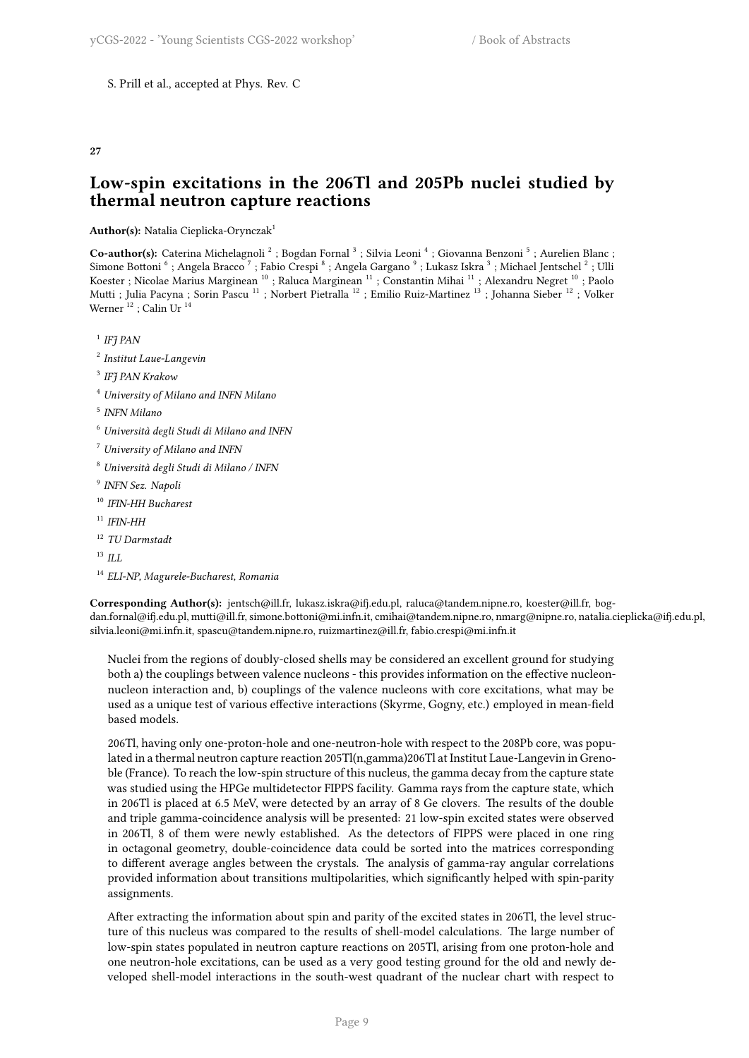S. Prill et al., accepted at Phys. Rev. C

**27**

## Low-spin excitations in the 206Tl and 205Pb nuclei studied by thermal neutron capture reactions

**Author(s):** Natalia Cieplicka-Orynczak[1]

**Co-author(s):** Caterina Michelagnoli [2] ; Bogdan Fornal [3] ; Silvia Leoni [4] ; Giovanna Benzoni [5] ; Aurelien Blanc ; Simone Bottoni [6] ; Angela Bracco [7] ; Fabio Crespi [8] ; Angela Gargano [9] ; Lukasz Iskra [3] ; Michael Jentschel [2] ; Ulli Koester ; Nicolae Marius Marginean [10] ; Raluca Marginean [11] ; Constantin Mihai [11] ; Alexandru Negret [10] ; Paolo Mutti ; Julia Pacyna ; Sorin Pascu [11] ; Norbert Pietralla [12] ; Emilio Ruiz-Martinez [13] ; Johanna Sieber [12] ; Volker Werner [12] ; Calin Ur [14]

[1] *IFJ PAN*

[2] *Institut Laue-Langevin*

[3] *IFJ PAN Krakow*

[4] *University of Milano and INFN Milano*

[5] *INFN Milano*

[6] *Università degli Studi di Milano and INFN*

[7] *University of Milano and INFN*

[8] *Università degli Studi di Milano / INFN*

[9] *INFN Sez. Napoli*

[10] *IFIN-HH Bucharest*

[11] *IFIN-HH*

[12] *TU Darmstadt*

[13] *ILL*

[14] *ELI-NP, Magurele-Bucharest, Romania*

**Corresponding Author(s):** jentsch@ill.fr, lukasz.iskra@ifj.edu.pl, raluca@tandem.nipne.ro, koester@ill.fr, bogdan.fornal@ifj.edu.pl, mutti@ill.fr, simone.bottoni@mi.infn.it, cmihai@tandem.nipne.ro, nmarg@nipne.ro, natalia.cieplicka@ifj.edu.pl, silvia.leoni@mi.infn.it, spascu@tandem.nipne.ro, ruizmartinez@ill.fr, fabio.crespi@mi.infn.it

Nuclei from the regions of doubly-closed shells may be considered an excellent ground for studying both a) the couplings between valence nucleons - this provides information on the effective nucleon-nucleon interaction and, b) couplings of the valence nucleons with core excitations, what may be used as a unique test of various effective interactions (Skyrme, Gogny, etc.) employed in mean-field based models.

206Tl, having only one-proton-hole and one-neutron-hole with respect to the 208Pb core, was populated in a thermal neutron capture reaction 205Tl(n,gamma)206Tl at Institut Laue-Langevin in Grenoble (France). To reach the low-spin structure of this nucleus, the gamma decay from the capture state was studied using the HPGe multidetector FIPPS facility. Gamma rays from the capture state, which in 206Tl is placed at 6.5 MeV, were detected by an array of 8 Ge clovers. The results of the double and triple gamma-coincidence analysis will be presented: 21 low-spin excited states were observed in 206Tl, 8 of them were newly established. As the detectors of FIPPS were placed in one ring in octagonal geometry, double-coincidence data could be sorted into the matrices corresponding to different average angles between the crystals. The analysis of gamma-ray angular correlations provided information about transitions multipolarities, which significantly helped with spin-parity assignments.

After extracting the information about spin and parity of the excited states in 206Tl, the level structure of this nucleus was compared to the results of shell-model calculations. The large number of low-spin states populated in neutron capture reactions on 205Tl, arising from one proton-hole and one neutron-hole excitations, can be used as a very good testing ground for the old and newly developed shell-model interactions in the south-west quadrant of the nuclear chart with respect to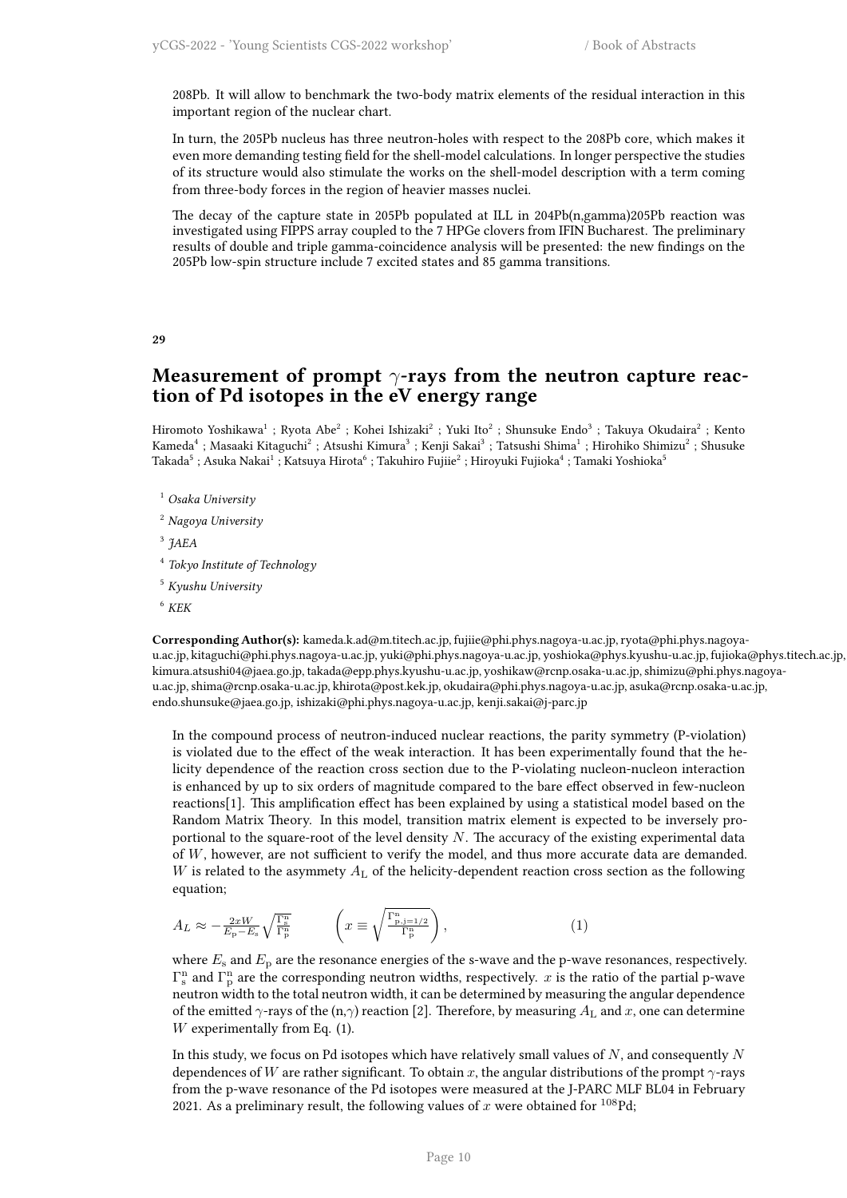208Pb. It will allow to benchmark the two-body matrix elements of the residual interaction in this important region of the nuclear chart.

In turn, the 205Pb nucleus has three neutron-holes with respect to the 208Pb core, which makes it even more demanding testing field for the shell-model calculations. In longer perspective the studies of its structure would also stimulate the works on the shell-model description with a term coming from three-body forces in the region of heavier masses nuclei.

The decay of the capture state in 205Pb populated at ILL in 204Pb(n,gamma)205Pb reaction was investigated using FIPPS array coupled to the 7 HPGe clovers from IFIN Bucharest. The preliminary results of double and triple gamma-coincidence analysis will be presented: the new findings on the 205Pb low-spin structure include 7 excited states and 85 gamma transitions.

**29**

## Measurement of prompt $\gamma$-rays from the neutron capture reaction of Pd isotopes in the eV energy range

Hiromoto Yoshikawa[1] ; Ryota Abe[2] ; Kohei Ishizaki[2] ; Yuki Ito[2] ; Shunsuke Endo[3] ; Takuya Okudaira[2] ; Kento Kameda[4] ; Masaaki Kitaguchi[2] ; Atsushi Kimura[3] ; Kenji Sakai[3] ; Tatsushi Shima[1] ; Hirohiko Shimizu[2] ; Shusuke Takada[5] ; Asuka Nakai[1] ; Katsuya Hirota[6] ; Takuhiro Fujiie[2] ; Hiroyuki Fujioka[4] ; Tamaki Yoshioka[5]

[1] *Osaka University*

[2] *Nagoya University*

[3] *JAEA*

[4] *Tokyo Institute of Technology*

[5] *Kyushu University*

[6] *KEK*

**Corresponding Author(s):** kameda.k.ad@m.titech.ac.jp, fujiie@phi.phys.nagoya-u.ac.jp, ryota@phi.phys.nagoya-u.ac.jp, kitaguchi@phi.phys.nagoya-u.ac.jp, yuki@phi.phys.nagoya-u.ac.jp, yoshioka@phys.kyushu-u.ac.jp, fujioka@phys.titech.ac.jp, kimura.atsushi04@jaea.go.jp, takada@epp.phys.kyushu-u.ac.jp, yoshikaw@rcnp.osaka-u.ac.jp, shimizu@phi.phys.nagoya-u.ac.jp, shima@rcnp.osaka-u.ac.jp, khirota@post.kek.jp, okudaira@phi.phys.nagoya-u.ac.jp, asuka@rcnp.osaka-u.ac.jp, endo.shunsuke@jaea.go.jp, ishizaki@phi.phys.nagoya-u.ac.jp, kenji.sakai@j-parc.jp

In the compound process of neutron-induced nuclear reactions, the parity symmetry (P-violation) is violated due to the effect of the weak interaction. It has been experimentally found that the helicity dependence of the reaction cross section due to the P-violating nucleon-nucleon interaction is enhanced by up to six orders of magnitude compared to the bare effect observed in few-nucleon reactions[1]. This amplification effect has been explained by using a statistical model based on the Random Matrix Theory. In this model, transition matrix element is expected to be inversely proportional to the square-root of the level density $N$. The accuracy of the existing experimental data of $W$, however, are not sufficient to verify the model, and thus more accurate data are demanded. $W$ is related to the asymmetry $A_{\mathrm{L}}$ of the helicity-dependent reaction cross section as the following equation;

$$A_L \approx -\frac{2xW}{E_{\mathrm{p}}-E_s}\sqrt{\frac{\Gamma^{\mathrm{n}}_{\mathrm{s}}}{\Gamma^{\mathrm{n}}_{\mathrm{p}}}} \qquad \left(x \equiv \sqrt{\frac{\Gamma^{\mathrm{n}}_{\mathrm{p},j=1/2}}{\Gamma^{\mathrm{n}}_{\mathrm{p}}}}\right), \tag{1}$$

where $E_{\mathrm{s}}$ and $E_{\mathrm{p}}$ are the resonance energies of the s-wave and the p-wave resonances, respectively. $\Gamma^{\mathrm{n}}_{\mathrm{s}}$ and $\Gamma^{\mathrm{n}}_{\mathrm{p}}$ are the corresponding neutron widths, respectively. $x$ is the ratio of the partial p-wave neutron width to the total neutron width, it can be determined by measuring the angular dependence of the emitted $\gamma$-rays of the (n,$\gamma$) reaction [2]. Therefore, by measuring $A_{\mathrm{L}}$ and $x$, one can determine $W$ experimentally from Eq. (1).

In this study, we focus on Pd isotopes which have relatively small values of $N$, and consequently $N$ dependences of $W$ are rather significant. To obtain $x$, the angular distributions of the prompt $\gamma$-rays from the p-wave resonance of the Pd isotopes were measured at the J-PARC MLF BL04 in February 2021. As a preliminary result, the following values of $x$ were obtained for $^{108}$Pd;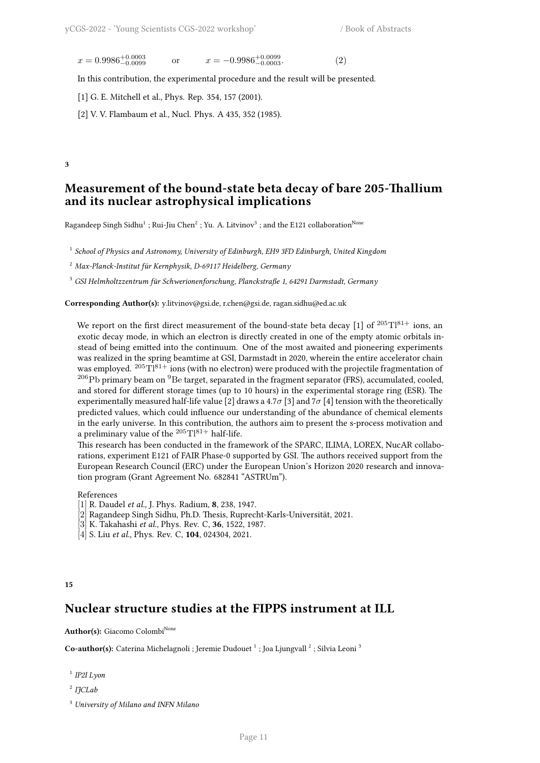$$x = 0.9986^{+0.0003}_{-0.0099} \qquad \text{or} \qquad x = -0.9986^{+0.0099}_{-0.0003}. \qquad (2)$$

In this contribution, the experimental procedure and the result will be presented.

[1] G. E. Mitchell et al., Phys. Rep. 354, 157 (2001).

[2] V. V. Flambaum et al., Nucl. Phys. A 435, 352 (1985).

**3**

## Measurement of the bound-state beta decay of bare 205-Thallium and its nuclear astrophysical implications

Ragandeep Singh Sidhu[1] ; Rui-Jiu Chen[2] ; Yu. A. Litvinov[3] ; and the E121 collaboration[None]

[1] *School of Physics and Astronomy, University of Edinburgh, EH9 3FD Edinburgh, United Kingdom*

[2] *Max-Planck-Institut für Kernphysik, D-69117 Heidelberg, Germany*

[3] *GSI Helmholtzzentrum für Schwerionenforschung, Planckstraße 1, 64291 Darmstadt, Germany*

**Corresponding Author(s):** y.litvinov@gsi.de, r.chen@gsi.de, ragan.sidhu@ed.ac.uk

We report on the first direct measurement of the bound-state beta decay [1] of $^{205}\mathrm{Tl}^{81+}$ ions, an exotic decay mode, in which an electron is directly created in one of the empty atomic orbitals instead of being emitted into the continuum. One of the most awaited and pioneering experiments was realized in the spring beamtime at GSI, Darmstadt in 2020, wherein the entire accelerator chain was employed. $^{205}\mathrm{Tl}^{81+}$ ions (with no electron) were produced with the projectile fragmentation of $^{206}\mathrm{Pb}$ primary beam on $^{9}\mathrm{Be}$ target, separated in the fragment separator (FRS), accumulated, cooled, and stored for different storage times (up to 10 hours) in the experimental storage ring (ESR). The experimentally measured half-life value [2] draws a $4.7\sigma$ [3] and $7\sigma$ [4] tension with the theoretically predicted values, which could influence our understanding of the abundance of chemical elements in the early universe. In this contribution, the authors aim to present the s-process motivation and a preliminary value of the $^{205}\mathrm{Tl}^{81+}$ half-life.

This research has been conducted in the framework of the SPARC, ILIMA, LOREX, NucAR collaborations, experiment E121 of FAIR Phase-0 supported by GSI. The authors received support from the European Research Council (ERC) under the European Union's Horizon 2020 research and innovation program (Grant Agreement No. 682841 "ASTRUm").

References

[1] R. Daudel *et al.,* J. Phys. Radium, **8**, 238, 1947.

[2] Ragandeep Singh Sidhu, Ph.D. Thesis, Ruprecht-Karls-Universität, 2021.

[3] K. Takahashi *et al.,* Phys. Rev. C, **36**, 1522, 1987.

[4] S. Liu *et al.,* Phys. Rev. C, **104**, 024304, 2021.

**15**

## Nuclear structure studies at the FIPPS instrument at ILL

**Author(s):** Giacomo Colombi[None]

**Co-author(s):** Caterina Michelagnoli ; Jeremie Dudouet [1] ; Joa Ljungvall [2] ; Silvia Leoni [3]

[1] *IP2I Lyon*

[2] *IJCLab*

[3] *University of Milano and INFN Milano*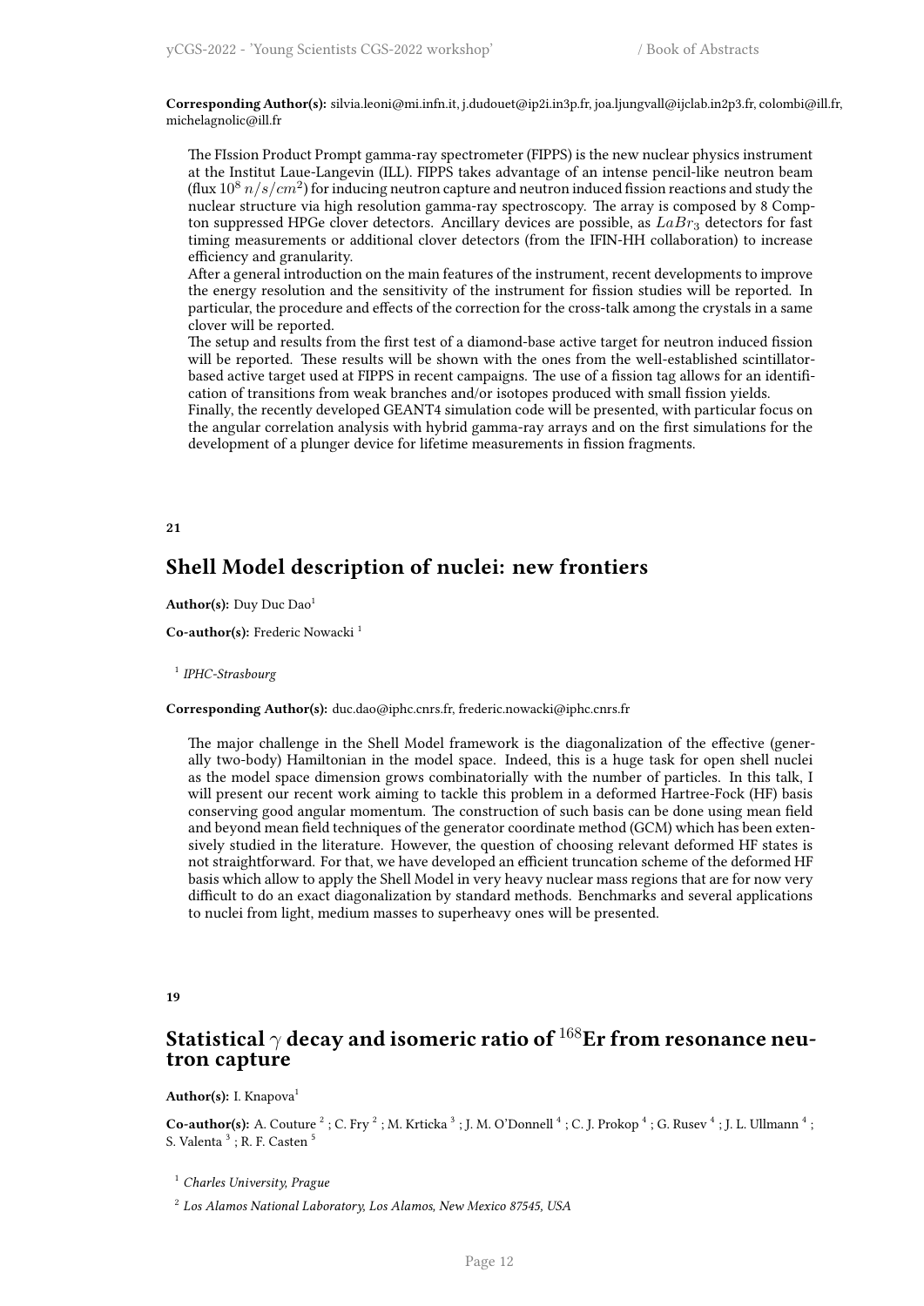**Corresponding Author(s):** silvia.leoni@mi.infn.it, j.dudouet@ip2i.in3p.fr, joa.ljungvall@ijclab.in2p3.fr, colombi@ill.fr, michelagnolic@ill.fr

The FIssion Product Prompt gamma-ray spectrometer (FIPPS) is the new nuclear physics instrument at the Institut Laue-Langevin (ILL). FIPPS takes advantage of an intense pencil-like neutron beam (flux $10^8\ n/s/cm^2$) for inducing neutron capture and neutron induced fission reactions and study the nuclear structure via high resolution gamma-ray spectroscopy. The array is composed by 8 Compton suppressed HPGe clover detectors. Ancillary devices are possible, as $LaBr_3$ detectors for fast timing measurements or additional clover detectors (from the IFIN-HH collaboration) to increase efficiency and granularity.
After a general introduction on the main features of the instrument, recent developments to improve the energy resolution and the sensitivity of the instrument for fission studies will be reported. In particular, the procedure and effects of the correction for the cross-talk among the crystals in a same clover will be reported.
The setup and results from the first test of a diamond-base active target for neutron induced fission will be reported. These results will be shown with the ones from the well-established scintillator-based active target used at FIPPS in recent campaigns. The use of a fission tag allows for an identification of transitions from weak branches and/or isotopes produced with small fission yields.
Finally, the recently developed GEANT4 simulation code will be presented, with particular focus on the angular correlation analysis with hybrid gamma-ray arrays and on the first simulations for the development of a plunger device for lifetime measurements in fission fragments.

**21**

## Shell Model description of nuclei: new frontiers

**Author(s):** Duy Duc Dao[1]

**Co-author(s):** Frederic Nowacki [1]

[1] *IPHC-Strasbourg*

**Corresponding Author(s):** duc.dao@iphc.cnrs.fr, frederic.nowacki@iphc.cnrs.fr

The major challenge in the Shell Model framework is the diagonalization of the effective (generally two-body) Hamiltonian in the model space. Indeed, this is a huge task for open shell nuclei as the model space dimension grows combinatorially with the number of particles. In this talk, I will present our recent work aiming to tackle this problem in a deformed Hartree-Fock (HF) basis conserving good angular momentum. The construction of such basis can be done using mean field and beyond mean field techniques of the generator coordinate method (GCM) which has been extensively studied in the literature. However, the question of choosing relevant deformed HF states is not straightforward. For that, we have developed an efficient truncation scheme of the deformed HF basis which allow to apply the Shell Model in very heavy nuclear mass regions that are for now very difficult to do an exact diagonalization by standard methods. Benchmarks and several applications to nuclei from light, medium masses to superheavy ones will be presented.

**19**

## Statistical $\gamma$ decay and isomeric ratio of $^{168}$Er from resonance neutron capture

**Author(s):** I. Knapova[1]

**Co-author(s):** A. Couture [2] ; C. Fry [2] ; M. Krticka [3] ; J. M. O'Donnell [4] ; C. J. Prokop [4] ; G. Rusev [4] ; J. L. Ullmann [4] ; S. Valenta [3] ; R. F. Casten [5]

[1] *Charles University, Prague*

[2] *Los Alamos National Laboratory, Los Alamos, New Mexico 87545, USA*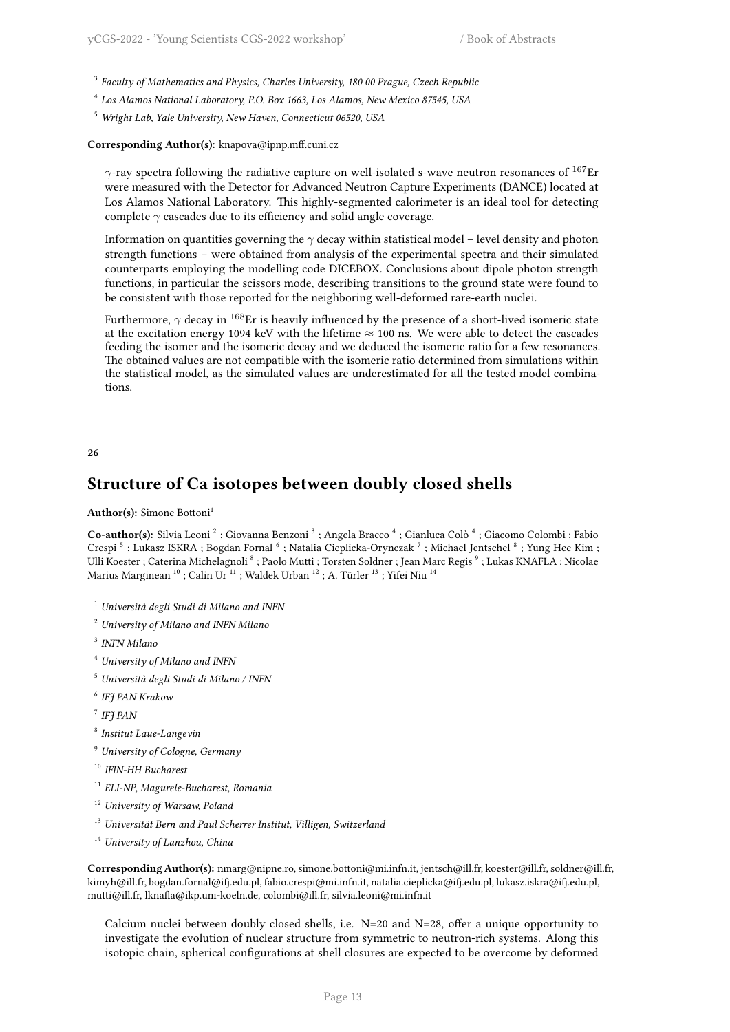[3] *Faculty of Mathematics and Physics, Charles University, 180 00 Prague, Czech Republic*

[4] *Los Alamos National Laboratory, P.O. Box 1663, Los Alamos, New Mexico 87545, USA*

[5] *Wright Lab, Yale University, New Haven, Connecticut 06520, USA*

**Corresponding Author(s):** knapova@ipnp.mff.cuni.cz

$\gamma$-ray spectra following the radiative capture on well-isolated s-wave neutron resonances of $^{167}$Er were measured with the Detector for Advanced Neutron Capture Experiments (DANCE) located at Los Alamos National Laboratory. This highly-segmented calorimeter is an ideal tool for detecting complete $\gamma$ cascades due to its efficiency and solid angle coverage.

Information on quantities governing the $\gamma$ decay within statistical model – level density and photon strength functions – were obtained from analysis of the experimental spectra and their simulated counterparts employing the modelling code DICEBOX. Conclusions about dipole photon strength functions, in particular the scissors mode, describing transitions to the ground state were found to be consistent with those reported for the neighboring well-deformed rare-earth nuclei.

Furthermore, $\gamma$ decay in $^{168}$Er is heavily influenced by the presence of a short-lived isomeric state at the excitation energy 1094 keV with the lifetime $\approx$ 100 ns. We were able to detect the cascades feeding the isomer and the isomeric decay and we deduced the isomeric ratio for a few resonances. The obtained values are not compatible with the isomeric ratio determined from simulations within the statistical model, as the simulated values are underestimated for all the tested model combinations.

**26**

## Structure of Ca isotopes between doubly closed shells

**Author(s):** Simone Bottoni[1]

**Co-author(s):** Silvia Leoni [2] ; Giovanna Benzoni [3] ; Angela Bracco [4] ; Gianluca Colò [4] ; Giacomo Colombi ; Fabio Crespi [5] ; Lukasz ISKRA ; Bogdan Fornal [6] ; Natalia Cieplicka-Orynczak [7] ; Michael Jentschel [8] ; Yung Hee Kim ; Ulli Koester ; Caterina Michelagnoli [8] ; Paolo Mutti ; Torsten Soldner ; Jean Marc Regis [9] ; Lukas KNAFLA ; Nicolae Marius Marginean [10] ; Calin Ur [11] ; Waldek Urban [12] ; A. Türler [13] ; Yifei Niu [14]

[1] *Università degli Studi di Milano and INFN*

[2] *University of Milano and INFN Milano*

[3] *INFN Milano*

[4] *University of Milano and INFN*

[5] *Università degli Studi di Milano / INFN*

[6] *IFJ PAN Krakow*

[7] *IFJ PAN*

[8] *Institut Laue-Langevin*

[9] *University of Cologne, Germany*

[10] *IFIN-HH Bucharest*

[11] *ELI-NP, Magurele-Bucharest, Romania*

[12] *University of Warsaw, Poland*

[13] *Universität Bern and Paul Scherrer Institut, Villigen, Switzerland*

[14] *University of Lanzhou, China*

**Corresponding Author(s):** nmarg@nipne.ro, simone.bottoni@mi.infn.it, jentsch@ill.fr, koester@ill.fr, soldner@ill.fr, kimyh@ill.fr, bogdan.fornal@ifj.edu.pl, fabio.crespi@mi.infn.it, natalia.cieplicka@ifj.edu.pl, lukasz.iskra@ifj.edu.pl, mutti@ill.fr, lknafla@ikp.uni-koeln.de, colombi@ill.fr, silvia.leoni@mi.infn.it

Calcium nuclei between doubly closed shells, i.e. N=20 and N=28, offer a unique opportunity to investigate the evolution of nuclear structure from symmetric to neutron-rich systems. Along this isotopic chain, spherical configurations at shell closures are expected to be overcome by deformed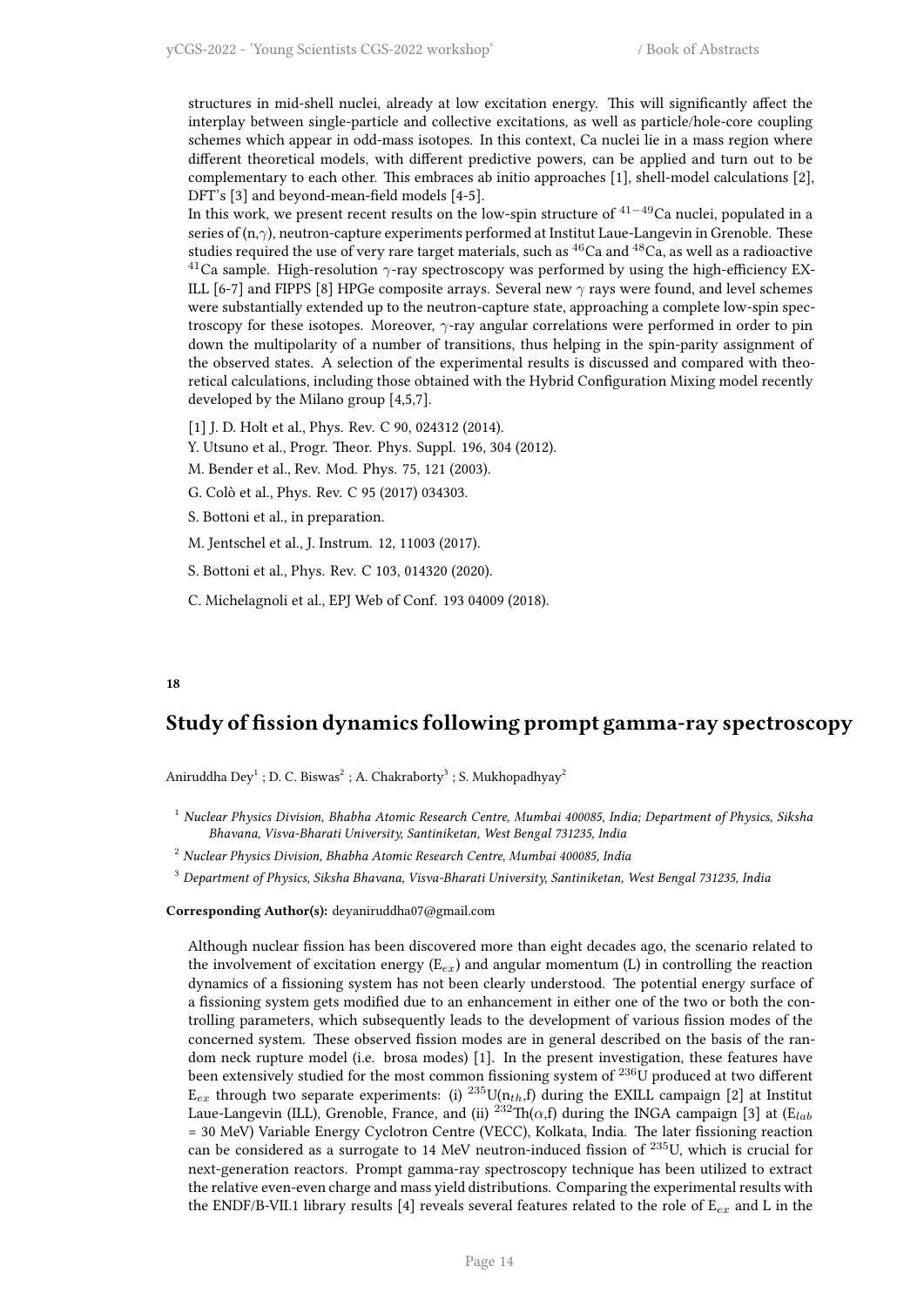structures in mid-shell nuclei, already at low excitation energy. This will significantly affect the interplay between single-particle and collective excitations, as well as particle/hole-core coupling schemes which appear in odd-mass isotopes. In this context, Ca nuclei lie in a mass region where different theoretical models, with different predictive powers, can be applied and turn out to be complementary to each other. This embraces ab initio approaches [1], shell-model calculations [2], DFT's [3] and beyond-mean-field models [4-5].
In this work, we present recent results on the low-spin structure of $^{41-49}$Ca nuclei, populated in a series of (n,$\gamma$), neutron-capture experiments performed at Institut Laue-Langevin in Grenoble. These studies required the use of very rare target materials, such as $^{46}$Ca and $^{48}$Ca, as well as a radioactive $^{41}$Ca sample. High-resolution $\gamma$-ray spectroscopy was performed by using the high-efficiency EXILL [6-7] and FIPPS [8] HPGe composite arrays. Several new $\gamma$ rays were found, and level schemes were substantially extended up to the neutron-capture state, approaching a complete low-spin spectroscopy for these isotopes. Moreover, $\gamma$-ray angular correlations were performed in order to pin down the multipolarity of a number of transitions, thus helping in the spin-parity assignment of the observed states. A selection of the experimental results is discussed and compared with theoretical calculations, including those obtained with the Hybrid Configuration Mixing model recently developed by the Milano group [4,5,7].

[1] J. D. Holt et al., Phys. Rev. C 90, 024312 (2014).

Y. Utsuno et al., Progr. Theor. Phys. Suppl. 196, 304 (2012).

M. Bender et al., Rev. Mod. Phys. 75, 121 (2003).

G. Colò et al., Phys. Rev. C 95 (2017) 034303.

S. Bottoni et al., in preparation.

M. Jentschel et al., J. Instrum. 12, 11003 (2017).

S. Bottoni et al., Phys. Rev. C 103, 014320 (2020).

C. Michelagnoli et al., EPJ Web of Conf. 193 04009 (2018).

**18**

## Study of fission dynamics following prompt gamma-ray spectroscopy

Aniruddha Dey[1] ; D. C. Biswas[2] ; A. Chakraborty[3] ; S. Mukhopadhyay[2]

[1] *Nuclear Physics Division, Bhabha Atomic Research Centre, Mumbai 400085, India; Department of Physics, Siksha Bhavana, Visva-Bharati University, Santiniketan, West Bengal 731235, India*

[2] *Nuclear Physics Division, Bhabha Atomic Research Centre, Mumbai 400085, India*

[3] *Department of Physics, Siksha Bhavana, Visva-Bharati University, Santiniketan, West Bengal 731235, India*

**Corresponding Author(s):** deyaniruddha07@gmail.com

Although nuclear fission has been discovered more than eight decades ago, the scenario related to the involvement of excitation energy ($E_{ex}$) and angular momentum (L) in controlling the reaction dynamics of a fissioning system has not been clearly understood. The potential energy surface of a fissioning system gets modified due to an enhancement in either one of the two or both the controlling parameters, which subsequently leads to the development of various fission modes of the concerned system. These observed fission modes are in general described on the basis of the random neck rupture model (i.e. brosa modes) [1]. In the present investigation, these features have been extensively studied for the most common fissioning system of $^{236}$U produced at two different $E_{ex}$ through two separate experiments: (i) $^{235}$U($n_{th}$,f) during the EXILL campaign [2] at Institut Laue-Langevin (ILL), Grenoble, France, and (ii) $^{232}$Th($\alpha$,f) during the INGA campaign [3] at ($E_{lab}$ = 30 MeV) Variable Energy Cyclotron Centre (VECC), Kolkata, India. The later fissioning reaction can be considered as a surrogate to 14 MeV neutron-induced fission of $^{235}$U, which is crucial for next-generation reactors. Prompt gamma-ray spectroscopy technique has been utilized to extract the relative even-even charge and mass yield distributions. Comparing the experimental results with the ENDF/B-VII.1 library results [4] reveals several features related to the role of $E_{ex}$ and L in the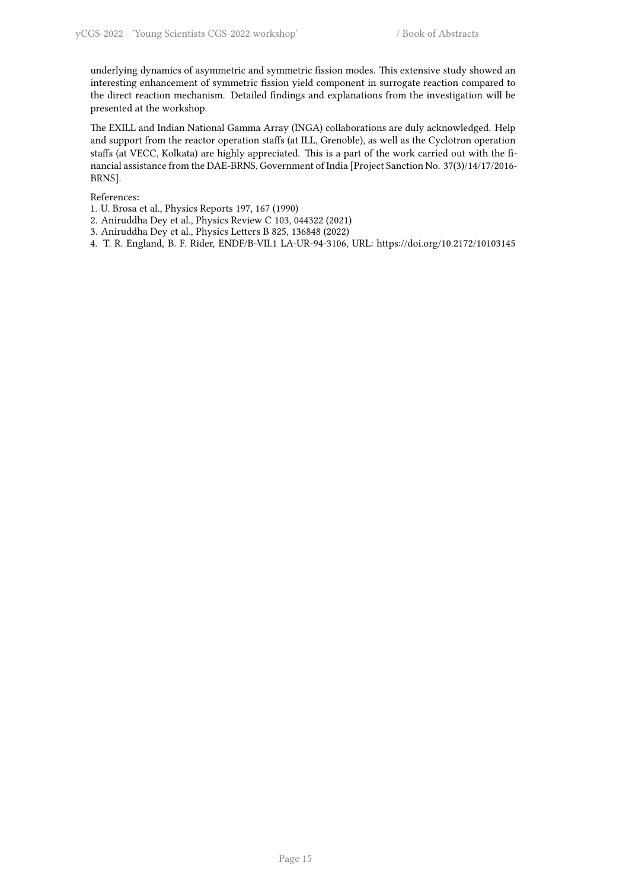underlying dynamics of asymmetric and symmetric fission modes. This extensive study showed an interesting enhancement of symmetric fission yield component in surrogate reaction compared to the direct reaction mechanism. Detailed findings and explanations from the investigation will be presented at the workshop.

The EXILL and Indian National Gamma Array (INGA) collaborations are duly acknowledged. Help and support from the reactor operation staffs (at ILL, Grenoble), as well as the Cyclotron operation staffs (at VECC, Kolkata) are highly appreciated. This is a part of the work carried out with the financial assistance from the DAE-BRNS, Government of India [Project Sanction No. 37(3)/14/17/2016-BRNS].

References:
1. U. Brosa et al., Physics Reports 197, 167 (1990)
2. Aniruddha Dey et al., Physics Review C 103, 044322 (2021)
3. Aniruddha Dey et al., Physics Letters B 825, 136848 (2022)
4. T. R. England, B. F. Rider, ENDF/B-VII.1 LA-UR-94-3106, URL: https://doi.org/10.2172/10103145